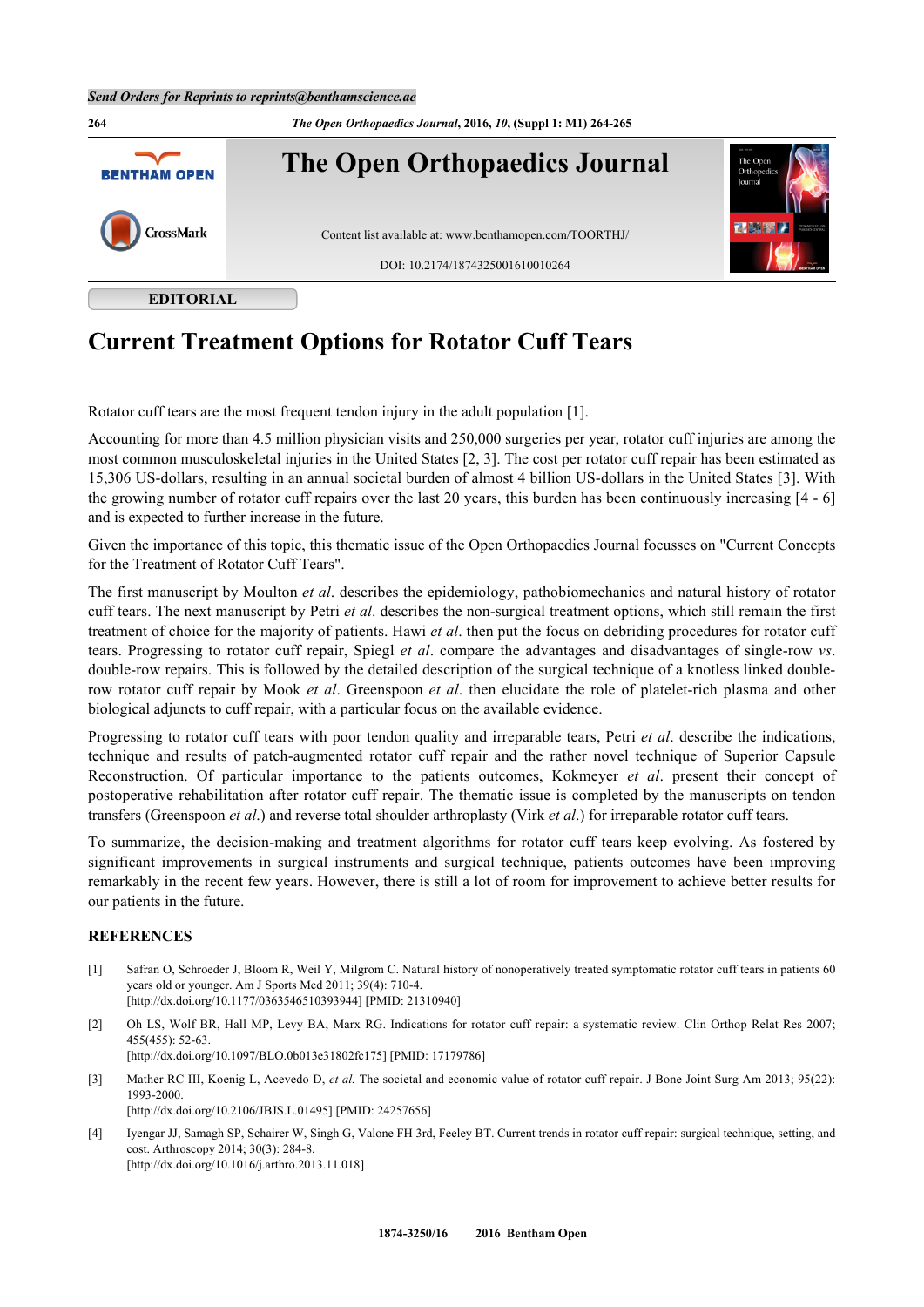EDITORIAL

# Current Treatment Options for Rotator Cuff Tears

Rotator cuff tears are the most frequent tendon injury in the adult population [1].

Accounting for more than 4.5 million physician visits and 250,000 surgeries per year, rotator cuff injuries are among the most common musculoskeletal injuries in the United States [2, 3]. The cost per rotator cuff repair has been estimated as 15,306 US-dollars, resulting in an annual societal burden of almost 4 billion US-dollars in the United States [3]. With the growing number of rotator cuff repairs over the last 20 years, this burden has been continuously increasing [4 - 6] and is expected to further increase in the future.

Given the importance of this topic, this thematic issue of the Open Orthopaedics Journal focusses on "Current Concepts for the Treatment of Rotator Cuff Tears".

The first manuscript by Moulton *et al*. describes the epidemiology, pathobiomechanics and natural history of rotator cuff tears. The next manuscript by Petri *et al*. describes the non-surgical treatment options, which still remain the first treatment of choice for the majority of patients. Hawi *et al*. then put the focus on debriding procedures for rotator cuff tears. Progressing to rotator cuff repair, Spiegl *et al*. compare the advantages and disadvantages of single-row *vs*. double-row repairs. This is followed by the detailed description of the surgical technique of a knotless linked double-row rotator cuff repair by Mook *et al*. Greenspoon *et al*. then elucidate the role of platelet-rich plasma and other biological adjuncts to cuff repair, with a particular focus on the available evidence.

Progressing to rotator cuff tears with poor tendon quality and irreparable tears, Petri *et al*. describe the indications, technique and results of patch-augmented rotator cuff repair and the rather novel technique of Superior Capsule Reconstruction. Of particular importance to the patients outcomes, Kokmeyer *et al*. present their concept of postoperative rehabilitation after rotator cuff repair. The thematic issue is completed by the manuscripts on tendon transfers (Greenspoon *et al*.) and reverse total shoulder arthroplasty (Virk *et al*.) for irreparable rotator cuff tears.

To summarize, the decision-making and treatment algorithms for rotator cuff tears keep evolving. As fostered by significant improvements in surgical instruments and surgical technique, patients outcomes have been improving remarkably in the recent few years. However, there is still a lot of room for improvement to achieve better results for our patients in the future.

## REFERENCES

[1] Safran O, Schroeder J, Bloom R, Weil Y, Milgrom C. Natural history of nonoperatively treated symptomatic rotator cuff tears in patients 60 years old or younger. Am J Sports Med 2011; 39(4): 710-4.
[http://dx.doi.org/10.1177/0363546510393944] [PMID: 21310940]

[2] Oh LS, Wolf BR, Hall MP, Levy BA, Marx RG. Indications for rotator cuff repair: a systematic review. Clin Orthop Relat Res 2007; 455(455): 52-63.
[http://dx.doi.org/10.1097/BLO.0b013e31802fc175] [PMID: 17179786]

[3] Mather RC III, Koenig L, Acevedo D, *et al.* The societal and economic value of rotator cuff repair. J Bone Joint Surg Am 2013; 95(22): 1993-2000.
[http://dx.doi.org/10.2106/JBJS.L.01495] [PMID: 24257656]

[4] Iyengar JJ, Samagh SP, Schairer W, Singh G, Valone FH 3rd, Feeley BT. Current trends in rotator cuff repair: surgical technique, setting, and cost. Arthroscopy 2014; 30(3): 284-8.
[http://dx.doi.org/10.1016/j.arthro.2013.11.018]

1874-3250/16 2016 Bentham Open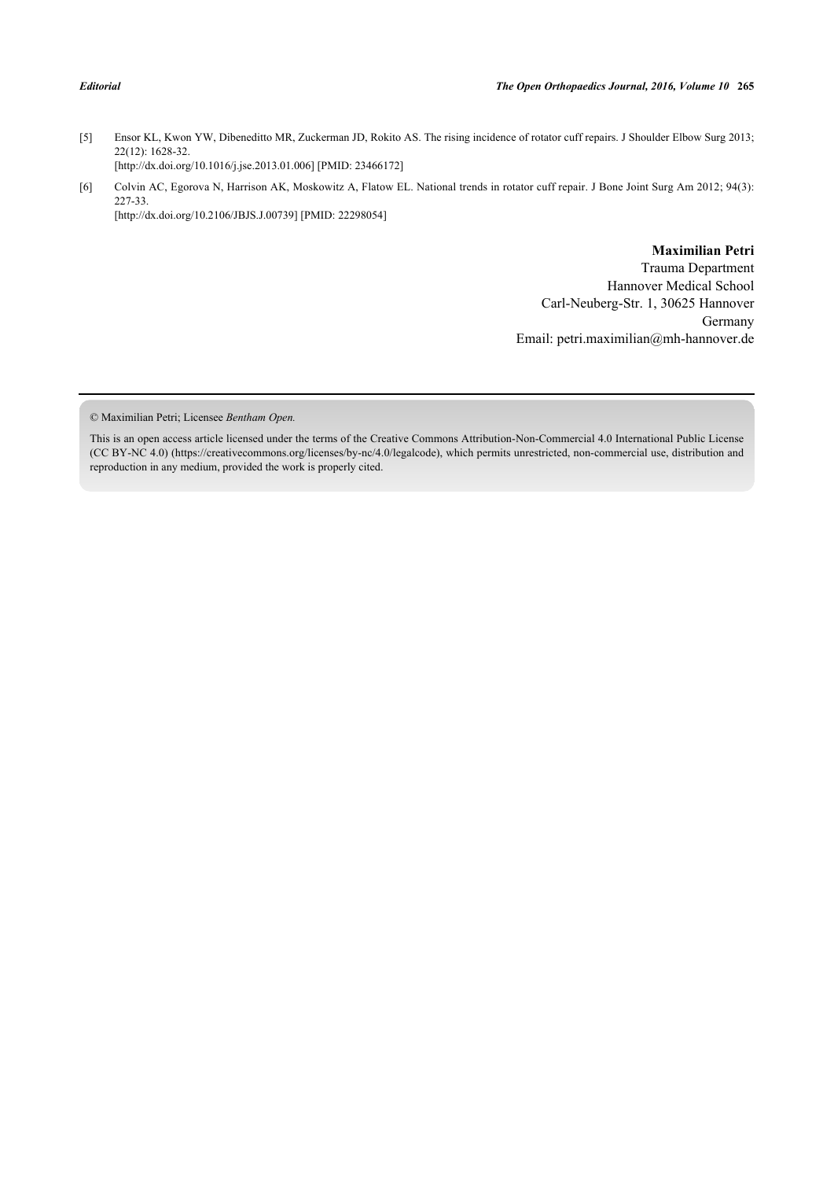[5] Ensor KL, Kwon YW, Dibeneditto MR, Zuckerman JD, Rokito AS. The rising incidence of rotator cuff repairs. J Shoulder Elbow Surg 2013; 22(12): 1628-32.
[http://dx.doi.org/10.1016/j.jse.2013.01.006] [PMID: 23466172]

[6] Colvin AC, Egorova N, Harrison AK, Moskowitz A, Flatow EL. National trends in rotator cuff repair. J Bone Joint Surg Am 2012; 94(3): 227-33.
[http://dx.doi.org/10.2106/JBJS.J.00739] [PMID: 22298054]

**Maximilian Petri**
Trauma Department
Hannover Medical School
Carl-Neuberg-Str. 1, 30625 Hannover
Germany
Email: petri.maximilian@mh-hannover.de

© Maximilian Petri; Licensee *Bentham Open.*

This is an open access article licensed under the terms of the Creative Commons Attribution-Non-Commercial 4.0 International Public License (CC BY-NC 4.0) (https://creativecommons.org/licenses/by-nc/4.0/legalcode), which permits unrestricted, non-commercial use, distribution and reproduction in any medium, provided the work is properly cited.